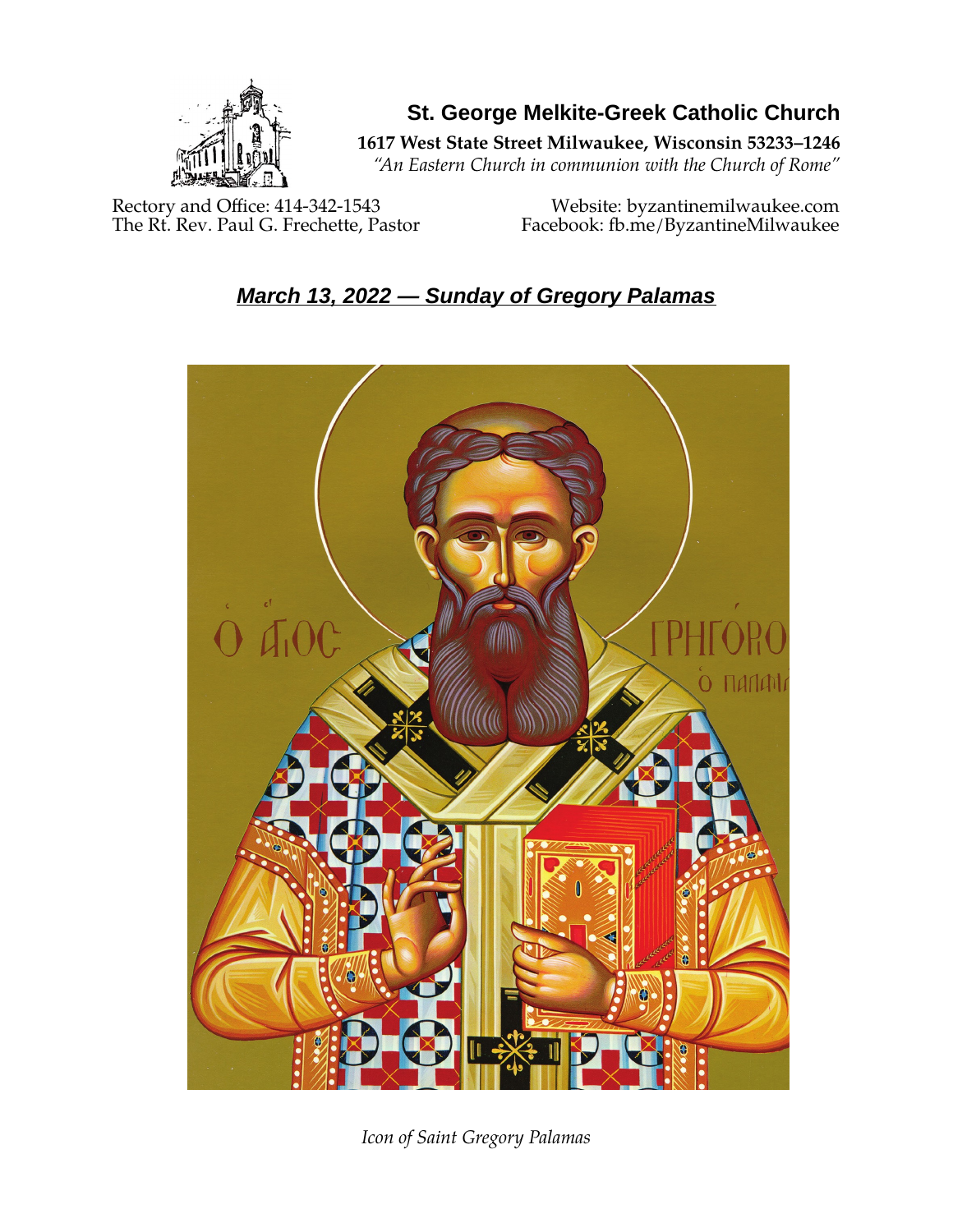# St. George Melkite-Greek Catholic Church

**1617 West State Street Milwaukee, Wisconsin 53233–1246**

*"An Eastern Church in communion with the Church of Rome"*

Rectory and Office: 414-342-1543
The Rt. Rev. Paul G. Frechette, Pastor

Website: byzantinemilwaukee.com
Facebook: fb.me/ByzantineMilwaukee

## ***March 13, 2022 — Sunday of Gregory Palamas***

*Icon of Saint Gregory Palamas*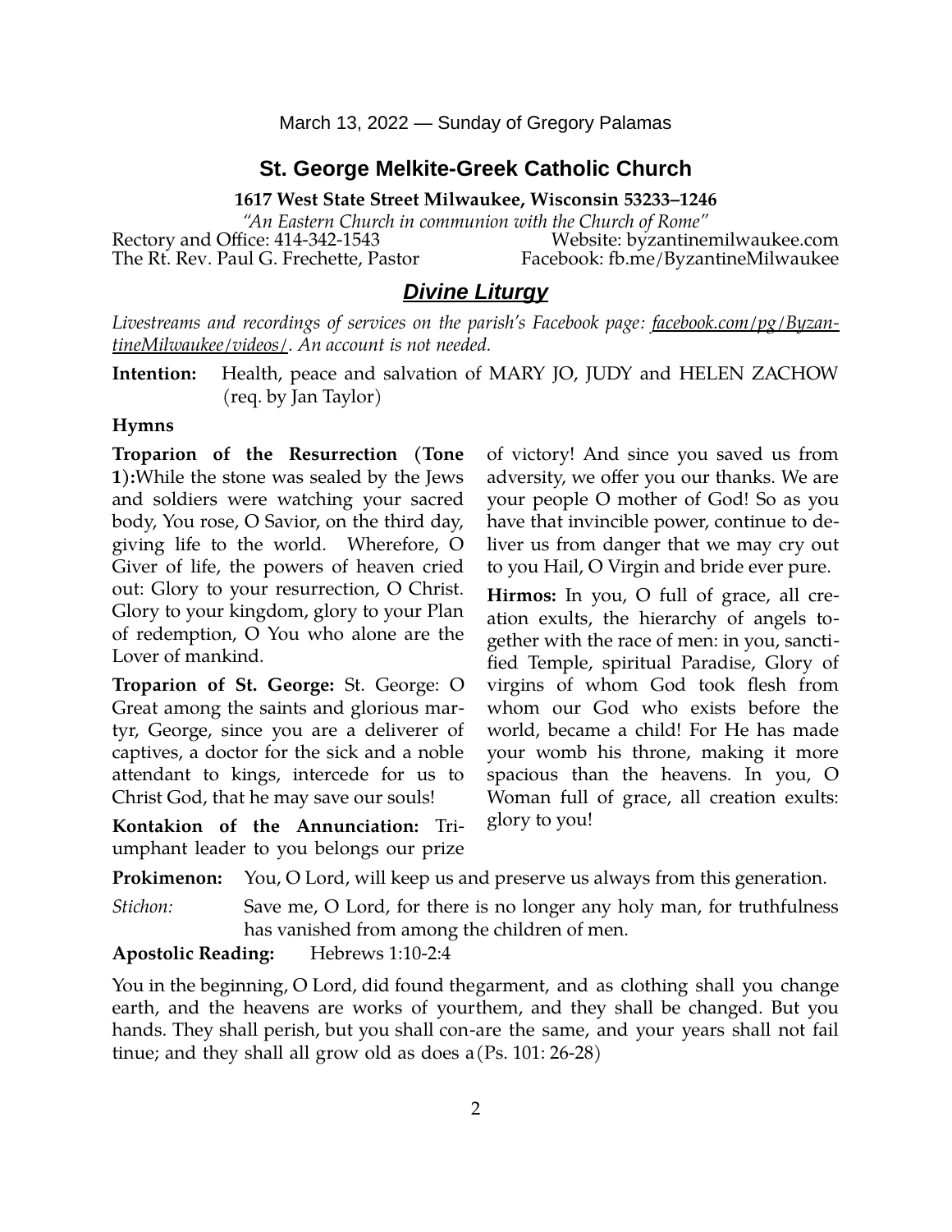March 13, 2022 — Sunday of Gregory Palamas

## St. George Melkite-Greek Catholic Church

**1617 West State Street Milwaukee, Wisconsin 53233–1246**

*"An Eastern Church in communion with the Church of Rome"*

Rectory and Office: 414-342-1543 — Website: byzantinemilwaukee.com

The Rt. Rev. Paul G. Frechette, Pastor — Facebook: fb.me/ByzantineMilwaukee

## ***Divine Liturgy***

*Livestreams and recordings of services on the parish's Facebook page: facebook.com/pg/ByzantineMilwaukee/videos/. An account is not needed.*

**Intention:** Health, peace and salvation of MARY JO, JUDY and HELEN ZACHOW (req. by Jan Taylor)

### Hymns

**Troparion of the Resurrection (Tone 1):** While the stone was sealed by the Jews and soldiers were watching your sacred body, You rose, O Savior, on the third day, giving life to the world. Wherefore, O Giver of life, the powers of heaven cried out: Glory to your resurrection, O Christ. Glory to your kingdom, glory to your Plan of redemption, O You who alone are the Lover of mankind.

**Troparion of St. George:** St. George: O Great among the saints and glorious martyr, George, since you are a deliverer of captives, a doctor for the sick and a noble attendant to kings, intercede for us to Christ God, that he may save our souls!

**Kontakion of the Annunciation:** Triumphant leader to you belongs our prize of victory! And since you saved us from adversity, we offer you our thanks. We are your people O mother of God! So as you have that invincible power, continue to deliver us from danger that we may cry out to you Hail, O Virgin and bride ever pure.

**Hirmos:** In you, O full of grace, all creation exults, the hierarchy of angels together with the race of men: in you, sanctified Temple, spiritual Paradise, Glory of virgins of whom God took flesh from whom our God who exists before the world, became a child! For He has made your womb his throne, making it more spacious than the heavens. In you, O Woman full of grace, all creation exults: glory to you!

**Prokimenon:** You, O Lord, will keep us and preserve us always from this generation.

*Stichon:* Save me, O Lord, for there is no longer any holy man, for truthfulness has vanished from among the children of men.

**Apostolic Reading:** Hebrews 1:10-2:4

You in the beginning, O Lord, did found the earth, and the heavens are works of your hands. They shall perish, but you shall continue; and they shall all grow old as does a garment, and as clothing shall you change them, and they shall be changed. But you are the same, and your years shall not fail (Ps. 101: 26-28)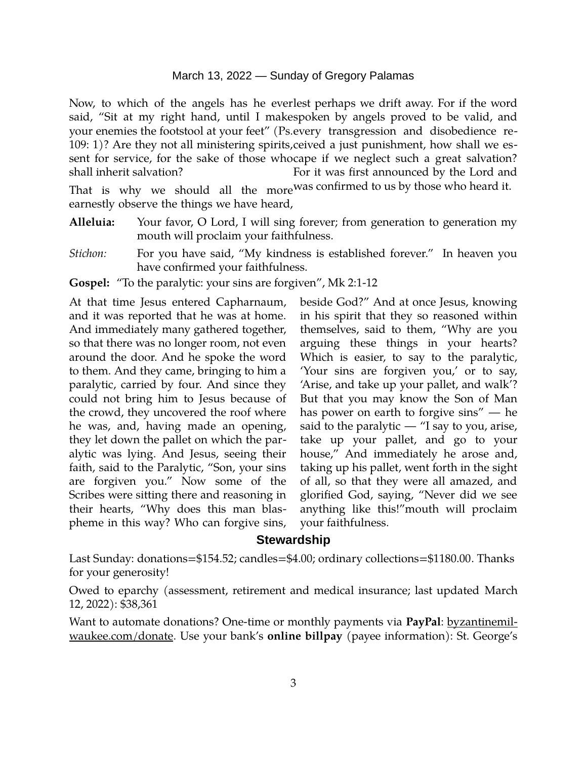Now, to which of the angels has he ever said, "Sit at my right hand, until I make your enemies the footstool at your feet" (Ps. 109: 1)? Are they not all ministering spirits, sent for service, for the sake of those who shall inherit salvation?

That is why we should all the more earnestly observe the things we have heard, lest perhaps we drift away. For if the word spoken by angels proved to be valid, and every transgression and disobedience received a just punishment, how shall we escape if we neglect such a great salvation? For it was first announced by the Lord and was confirmed to us by those who heard it.

**Alleluia:** Your favor, O Lord, I will sing forever; from generation to generation my mouth will proclaim your faithfulness.

*Stichon:* For you have said, "My kindness is established forever." In heaven you have confirmed your faithfulness.

**Gospel:** "To the paralytic: your sins are forgiven", Mk 2:1-12

At that time Jesus entered Capharnaum, and it was reported that he was at home. And immediately many gathered together, so that there was no longer room, not even around the door. And he spoke the word to them. And they came, bringing to him a paralytic, carried by four. And since they could not bring him to Jesus because of the crowd, they uncovered the roof where he was, and, having made an opening, they let down the pallet on which the paralytic was lying. And Jesus, seeing their faith, said to the Paralytic, "Son, your sins are forgiven you." Now some of the Scribes were sitting there and reasoning in their hearts, "Why does this man blaspheme in this way? Who can forgive sins, beside God?" And at once Jesus, knowing in his spirit that they so reasoned within themselves, said to them, "Why are you arguing these things in your hearts? Which is easier, to say to the paralytic, 'Your sins are forgiven you,' or to say, 'Arise, and take up your pallet, and walk'? But that you may know the Son of Man has power on earth to forgive sins" — he said to the paralytic — "I say to you, arise, take up your pallet, and go to your house," And immediately he arose and, taking up his pallet, went forth in the sight of all, so that they were all amazed, and glorified God, saying, "Never did we see anything like this!"mouth will proclaim your faithfulness.

## Stewardship

Last Sunday: donations=$154.52; candles=$4.00; ordinary collections=$1180.00. Thanks for your generosity!

Owed to eparchy (assessment, retirement and medical insurance; last updated March 12, 2022): $38,361

Want to automate donations? One-time or monthly payments via **PayPal**: byzantinemilwaukee.com/donate. Use your bank's **online billpay** (payee information): St. George's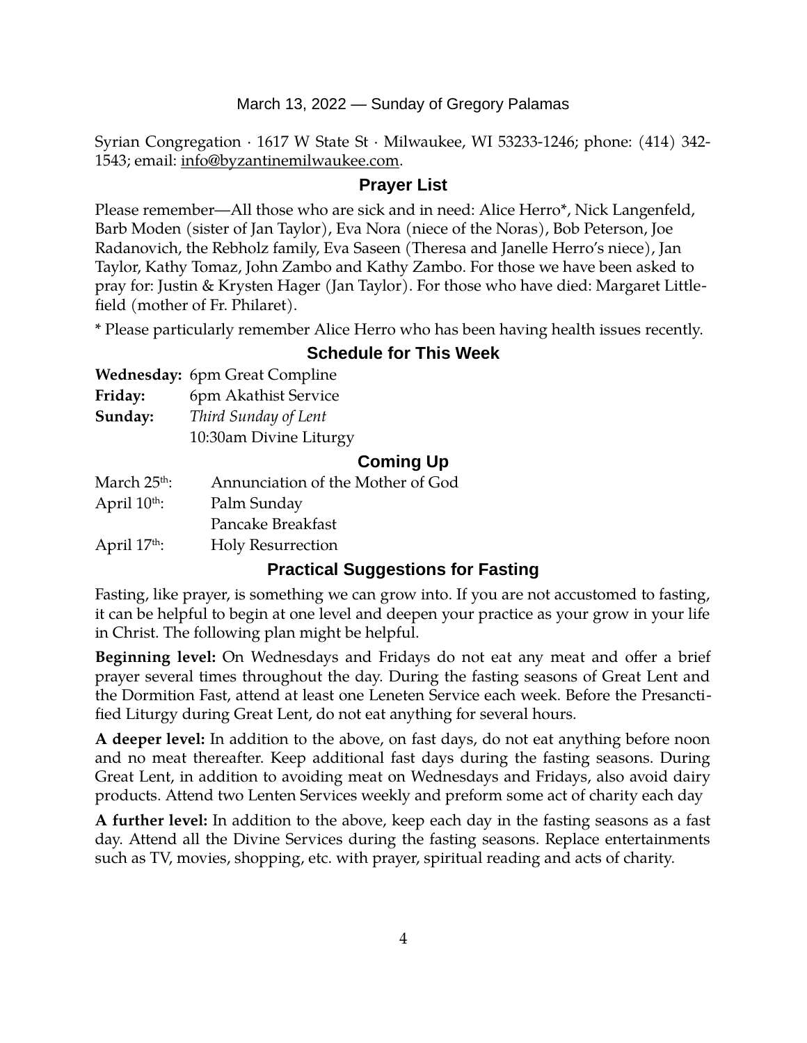March 13, 2022 — Sunday of Gregory Palamas

Syrian Congregation · 1617 W State St · Milwaukee, WI 53233-1246; phone: (414) 342-1543; email: info@byzantinemilwaukee.com.

## Prayer List

Please remember—All those who are sick and in need: Alice Herro*, Nick Langenfeld, Barb Moden (sister of Jan Taylor), Eva Nora (niece of the Noras), Bob Peterson, Joe Radanovich, the Rebholz family, Eva Saseen (Theresa and Janelle Herro's niece), Jan Taylor, Kathy Tomaz, John Zambo and Kathy Zambo. For those we have been asked to pray for: Justin & Krysten Hager (Jan Taylor). For those who have died: Margaret Littlefield (mother of Fr. Philaret).

* Please particularly remember Alice Herro who has been having health issues recently.

## Schedule for This Week

**Wednesday:** 6pm Great Compline
**Friday:** 6pm Akathist Service
**Sunday:** *Third Sunday of Lent*
10:30am Divine Liturgy

## Coming Up

March 25th: Annunciation of the Mother of God
April 10th: Palm Sunday
Pancake Breakfast
April 17th: Holy Resurrection

## Practical Suggestions for Fasting

Fasting, like prayer, is something we can grow into. If you are not accustomed to fasting, it can be helpful to begin at one level and deepen your practice as your grow in your life in Christ. The following plan might be helpful.

**Beginning level:** On Wednesdays and Fridays do not eat any meat and offer a brief prayer several times throughout the day. During the fasting seasons of Great Lent and the Dormition Fast, attend at least one Leneten Service each week. Before the Presanctified Liturgy during Great Lent, do not eat anything for several hours.

**A deeper level:** In addition to the above, on fast days, do not eat anything before noon and no meat thereafter. Keep additional fast days during the fasting seasons. During Great Lent, in addition to avoiding meat on Wednesdays and Fridays, also avoid dairy products. Attend two Lenten Services weekly and preform some act of charity each day

**A further level:** In addition to the above, keep each day in the fasting seasons as a fast day. Attend all the Divine Services during the fasting seasons. Replace entertainments such as TV, movies, shopping, etc. with prayer, spiritual reading and acts of charity.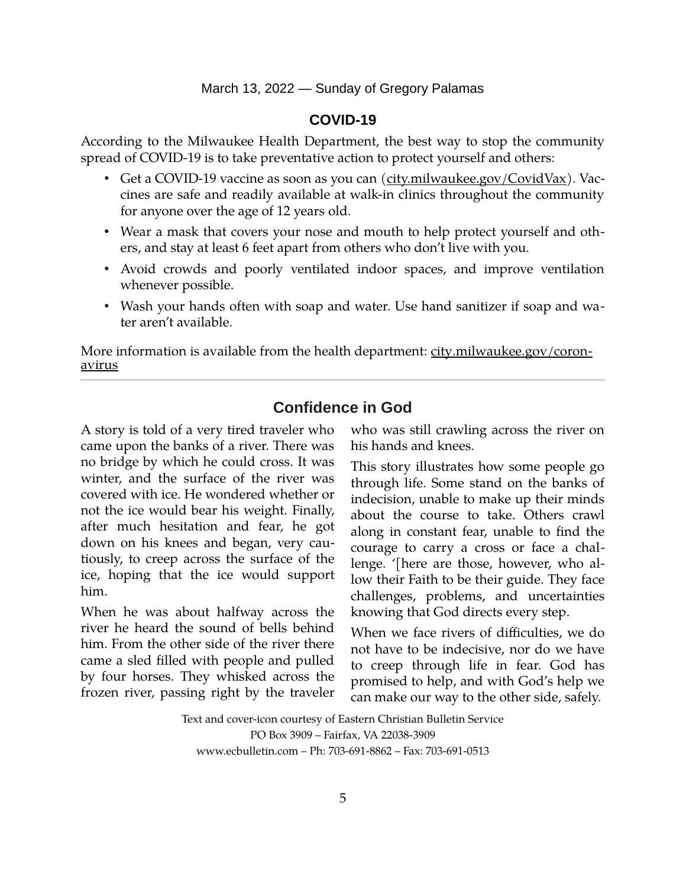March 13, 2022 — Sunday of Gregory Palamas

## COVID-19

According to the Milwaukee Health Department, the best way to stop the community spread of COVID-19 is to take preventative action to protect yourself and others:

- Get a COVID-19 vaccine as soon as you can (city.milwaukee.gov/CovidVax). Vaccines are safe and readily available at walk-in clinics throughout the community for anyone over the age of 12 years old.
- Wear a mask that covers your nose and mouth to help protect yourself and others, and stay at least 6 feet apart from others who don't live with you.
- Avoid crowds and poorly ventilated indoor spaces, and improve ventilation whenever possible.
- Wash your hands often with soap and water. Use hand sanitizer if soap and water aren't available.

More information is available from the health department: city.milwaukee.gov/coronavirus

---

## Confidence in God

A story is told of a very tired traveler who came upon the banks of a river. There was no bridge by which he could cross. It was winter, and the surface of the river was covered with ice. He wondered whether or not the ice would bear his weight. Finally, after much hesitation and fear, he got down on his knees and began, very cautiously, to creep across the surface of the ice, hoping that the ice would support him.

When he was about halfway across the river he heard the sound of bells behind him. From the other side of the river there came a sled filled with people and pulled by four horses. They whisked across the frozen river, passing right by the traveler who was still crawling across the river on his hands and knees.

This story illustrates how some people go through life. Some stand on the banks of indecision, unable to make up their minds about the course to take. Others crawl along in constant fear, unable to find the courage to carry a cross or face a challenge. '[here are those, however, who allow their Faith to be their guide. They face challenges, problems, and uncertainties knowing that God directs every step.

When we face rivers of difficulties, we do not have to be indecisive, nor do we have to creep through life in fear. God has promised to help, and with God's help we can make our way to the other side, safely.

Text and cover-icon courtesy of Eastern Christian Bulletin Service
PO Box 3909 – Fairfax, VA 22038-3909
www.ecbulletin.com – Ph: 703-691-8862 – Fax: 703-691-0513